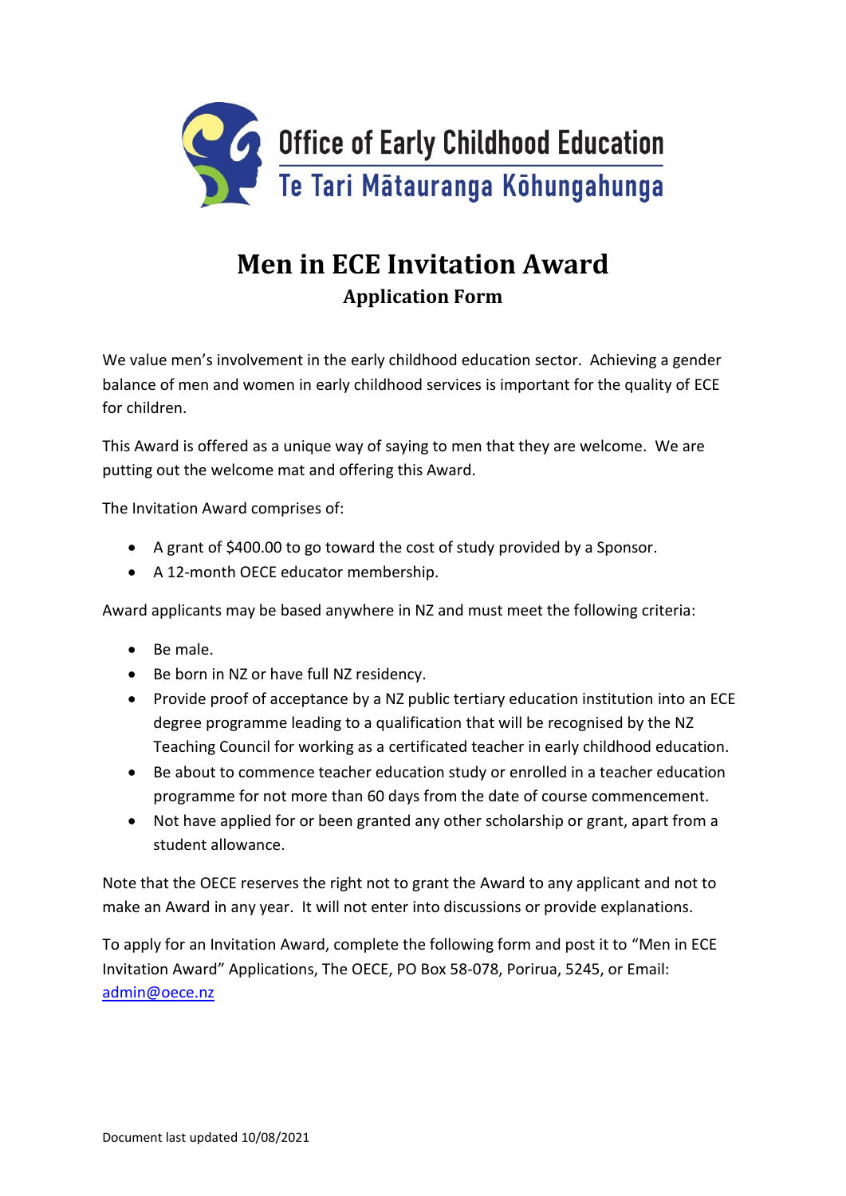Office of Early Childhood Education
Te Tari Mātauranga Kōhungahunga

# Men in ECE Invitation Award

## Application Form

We value men's involvement in the early childhood education sector. Achieving a gender balance of men and women in early childhood services is important for the quality of ECE for children.

This Award is offered as a unique way of saying to men that they are welcome. We are putting out the welcome mat and offering this Award.

The Invitation Award comprises of:

- A grant of $400.00 to go toward the cost of study provided by a Sponsor.
- A 12-month OECE educator membership.

Award applicants may be based anywhere in NZ and must meet the following criteria:

- Be male.
- Be born in NZ or have full NZ residency.
- Provide proof of acceptance by a NZ public tertiary education institution into an ECE degree programme leading to a qualification that will be recognised by the NZ Teaching Council for working as a certificated teacher in early childhood education.
- Be about to commence teacher education study or enrolled in a teacher education programme for not more than 60 days from the date of course commencement.
- Not have applied for or been granted any other scholarship or grant, apart from a student allowance.

Note that the OECE reserves the right not to grant the Award to any applicant and not to make an Award in any year. It will not enter into discussions or provide explanations.

To apply for an Invitation Award, complete the following form and post it to "Men in ECE Invitation Award" Applications, The OECE, PO Box 58-078, Porirua, 5245, or Email: [admin@oece.nz](mailto:admin@oece.nz)

Document last updated 10/08/2021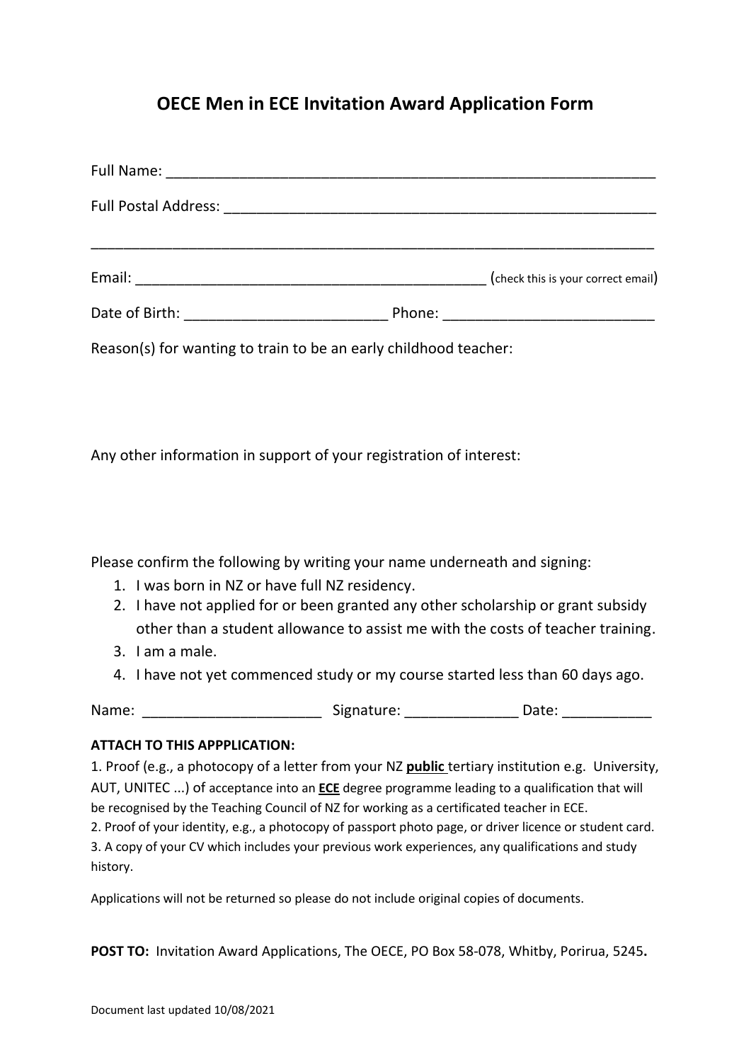# OECE Men in ECE Invitation Award Application Form

Full Name: ____________________________________________________________

Full Postal Address: ____________________________________________________

______________________________________________________________________

Email: _____________________________________________ (check this is your correct email)

Date of Birth: _________________________ Phone: __________________________

Reason(s) for wanting to train to be an early childhood teacher:

Any other information in support of your registration of interest:

Please confirm the following by writing your name underneath and signing:

1. I was born in NZ or have full NZ residency.
2. I have not applied for or been granted any other scholarship or grant subsidy other than a student allowance to assist me with the costs of teacher training.
3. I am a male.
4. I have not yet commenced study or my course started less than 60 days ago.

Name: ______________________ Signature: ______________ Date: ___________

**ATTACH TO THIS APPPLICATION:**

1. Proof (e.g., a photocopy of a letter from your NZ **public** tertiary institution e.g. University, AUT, UNITEC ...) of acceptance into an **ECE** degree programme leading to a qualification that will be recognised by the Teaching Council of NZ for working as a certificated teacher in ECE.
2. Proof of your identity, e.g., a photocopy of passport photo page, or driver licence or student card.
3. A copy of your CV which includes your previous work experiences, any qualifications and study history.

Applications will not be returned so please do not include original copies of documents.

**POST TO:** Invitation Award Applications, The OECE, PO Box 58-078, Whitby, Porirua, 5245**.**

Document last updated 10/08/2021